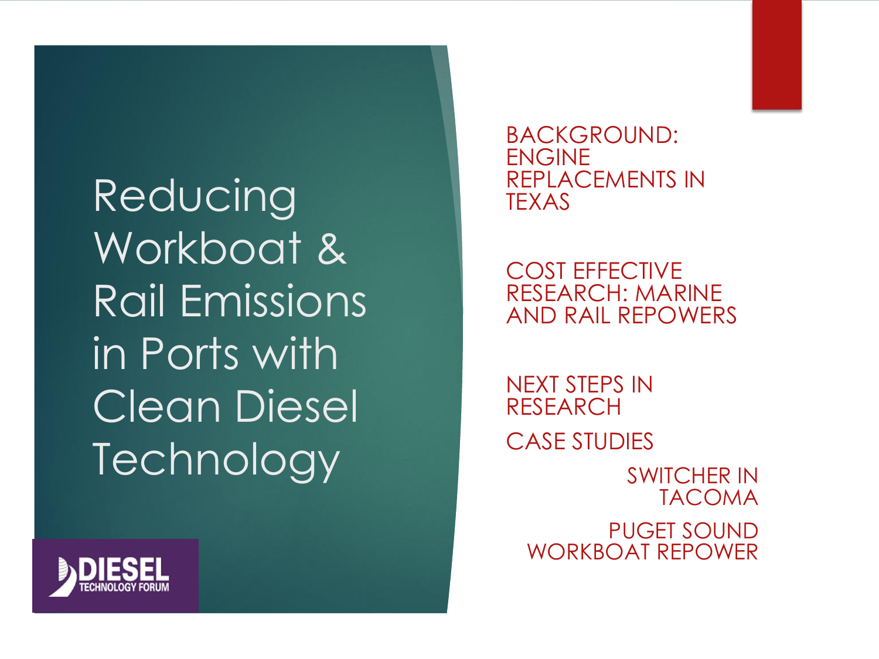# Reducing Workboat & Rail Emissions in Ports with Clean Diesel Technology

DIESEL TECHNOLOGY FORUM

- BACKGROUND: ENGINE REPLACEMENTS IN TEXAS
- COST EFFECTIVE RESEARCH: MARINE AND RAIL REPOWERS
- NEXT STEPS IN RESEARCH
- CASE STUDIES
  - SWITCHER IN TACOMA
  - PUGET SOUND WORKBOAT REPOWER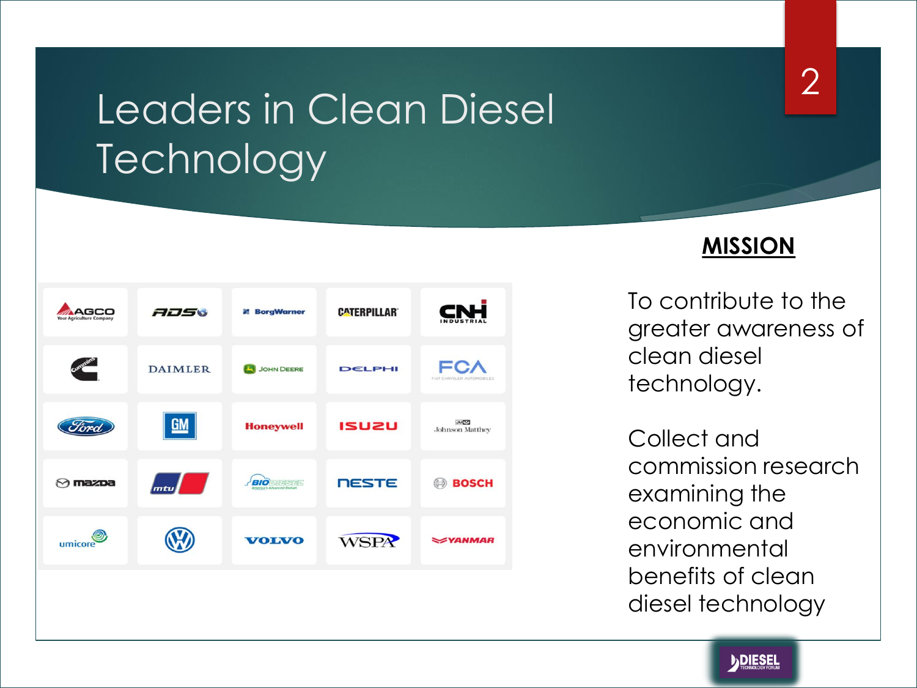# Leaders in Clean Diesel Technology

**MISSION**

To contribute to the greater awareness of clean diesel technology.

Collect and commission research examining the economic and environmental benefits of clean diesel technology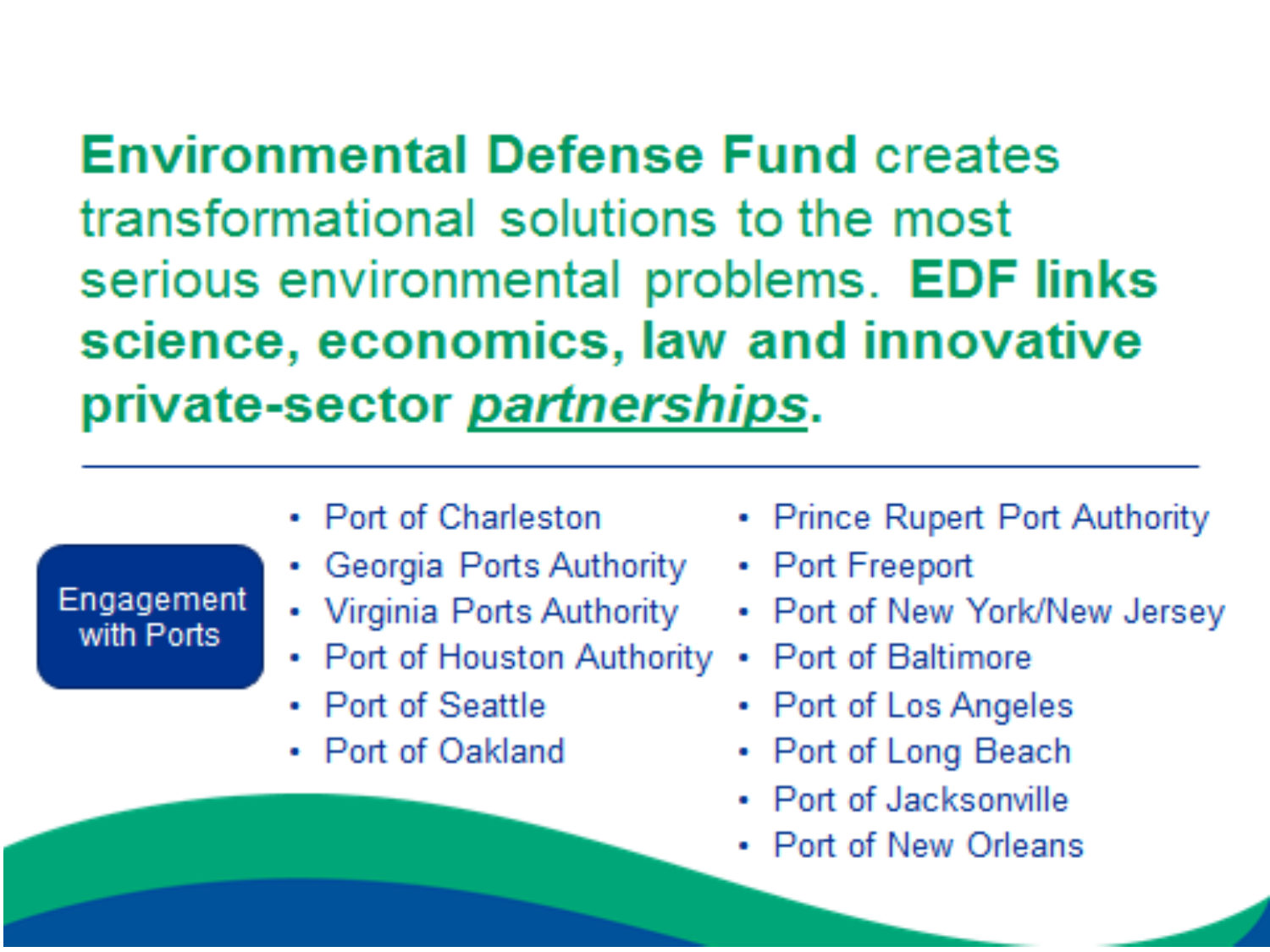**Environmental Defense Fund** creates transformational solutions to the most serious environmental problems. **EDF links science, economics, law and innovative private-sector *partnerships*.**

---

**Engagement with Ports**

- Port of Charleston
- Georgia Ports Authority
- Virginia Ports Authority
- Port of Houston Authority
- Port of Seattle
- Port of Oakland
- Prince Rupert Port Authority
- Port Freeport
- Port of New York/New Jersey
- Port of Baltimore
- Port of Los Angeles
- Port of Long Beach
- Port of Jacksonville
- Port of New Orleans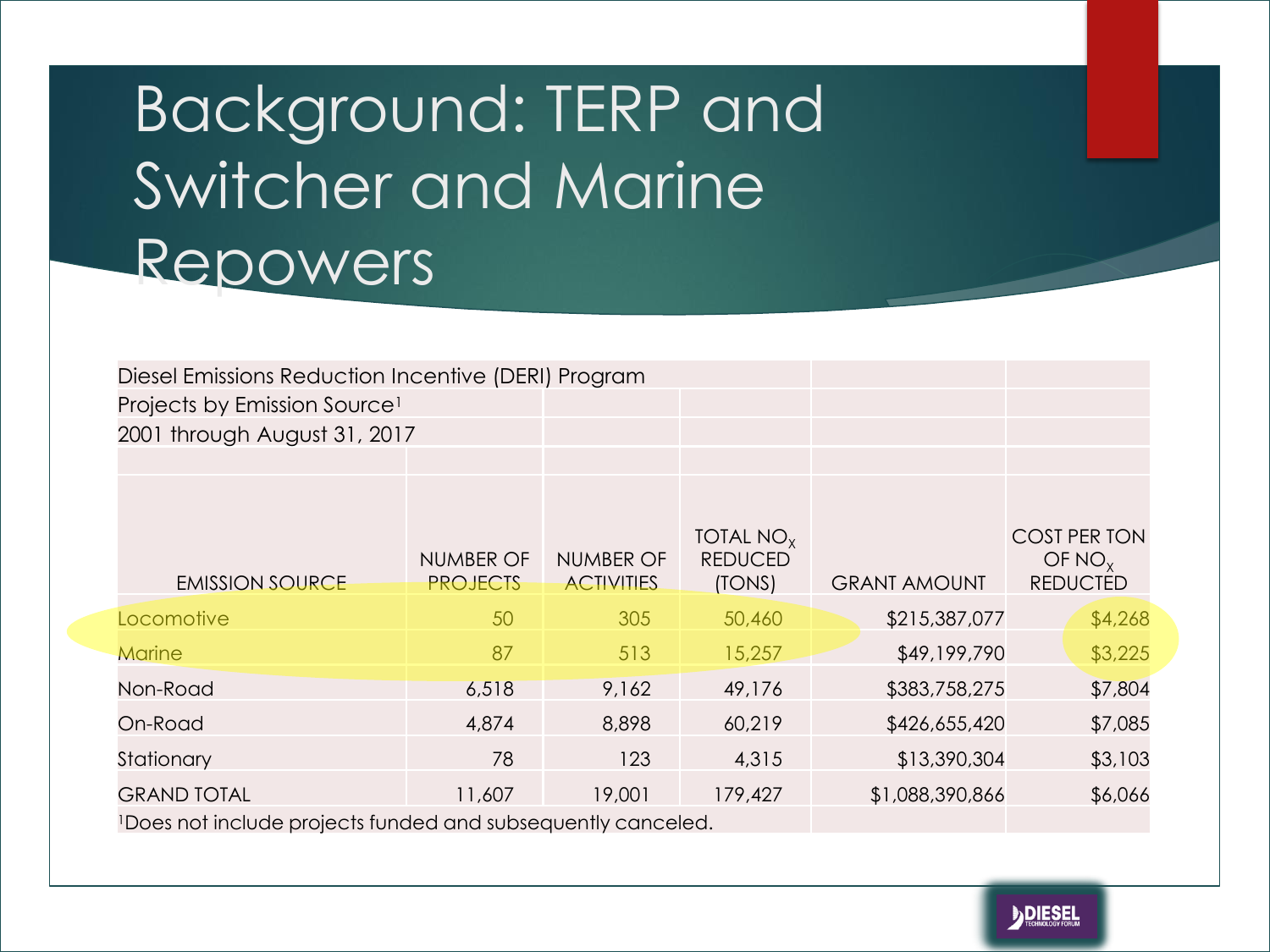# Background: TERP and Switcher and Marine Repowers

| Diesel Emissions Reduction Incentive (DERI) Program | | | | | |
|---|---|---|---|---|---|
| Projects by Emission Source[1] | | | | | |
| 2001 through August 31, 2017 | | | | | |
| EMISSION SOURCE | NUMBER OF PROJECTS | NUMBER OF ACTIVITIES | TOTAL $NO_X$ REDUCED (TONS) | GRANT AMOUNT | COST PER TON OF $NO_X$ REDUCTED |
| Locomotive | 50 | 305 | 50,460 | $215,387,077 | $4,268 |
| Marine | 87 | 513 | 15,257 | $49,199,790 | $3,225 |
| Non-Road | 6,518 | 9,162 | 49,176 | $383,758,275 | $7,804 |
| On-Road | 4,874 | 8,898 | 60,219 | $426,655,420 | $7,085 |
| Stationary | 78 | 123 | 4,315 | $13,390,304 | $3,103 |
| GRAND TOTAL | 11,607 | 19,001 | 179,427 | $1,088,390,866 | $6,066 |

[1]Does not include projects funded and subsequently canceled.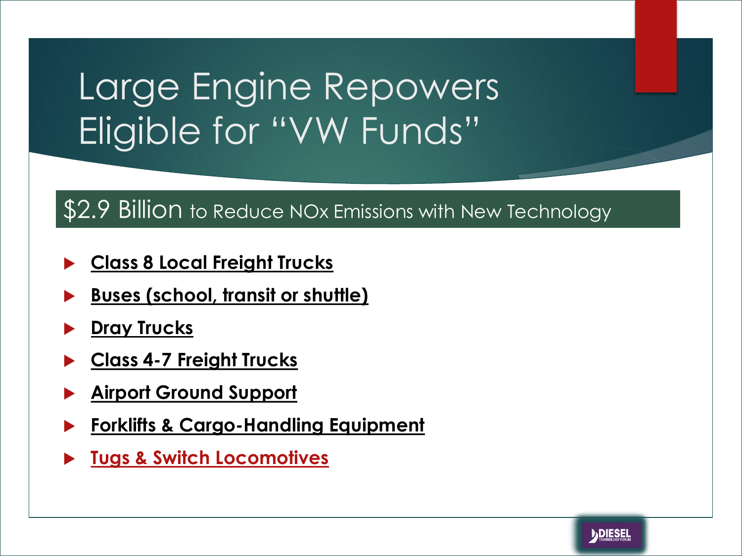# Large Engine Repowers Eligible for "VW Funds"

## $2.9 Billion to Reduce NOx Emissions with New Technology

- **Class 8 Local Freight Trucks**
- **Buses (school, transit or shuttle)**
- **Dray Trucks**
- **Class 4-7 Freight Trucks**
- **Airport Ground Support**
- **Forklifts & Cargo-Handling Equipment**
- **Tugs & Switch Locomotives**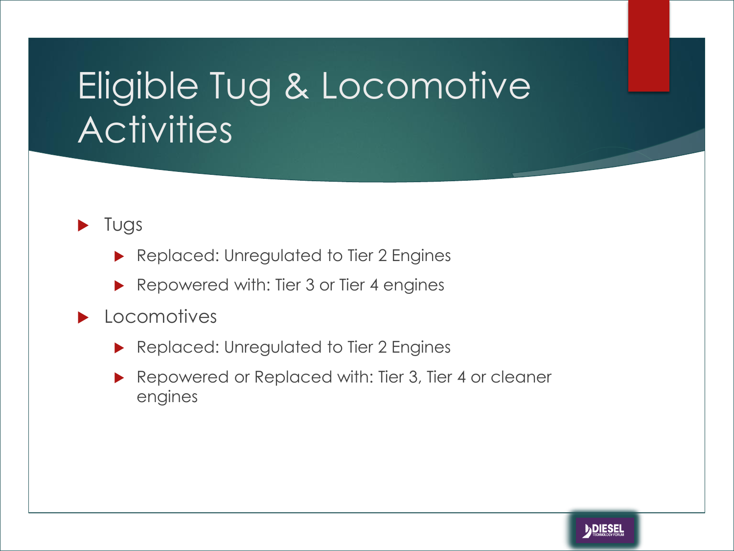# Eligible Tug & Locomotive Activities

- Tugs
  - Replaced: Unregulated to Tier 2 Engines
  - Repowered with: Tier 3 or Tier 4 engines
- Locomotives
  - Replaced: Unregulated to Tier 2 Engines
  - Repowered or Replaced with: Tier 3, Tier 4 or cleaner engines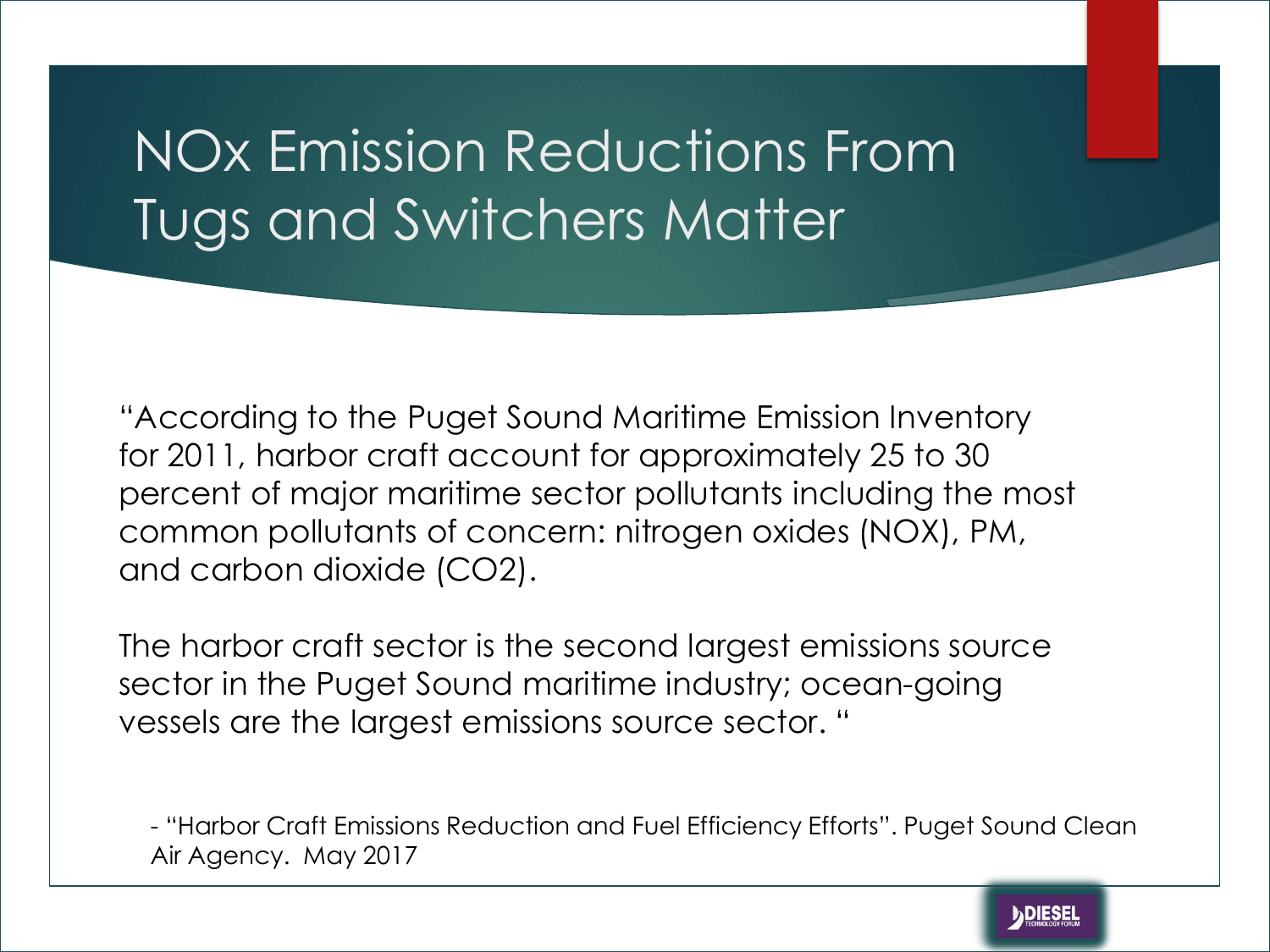# NOx Emission Reductions From Tugs and Switchers Matter

"According to the Puget Sound Maritime Emission Inventory for 2011, harbor craft account for approximately 25 to 30 percent of major maritime sector pollutants including the most common pollutants of concern: nitrogen oxides (NOX), PM, and carbon dioxide ($CO_2$).

The harbor craft sector is the second largest emissions source sector in the Puget Sound maritime industry; ocean-going vessels are the largest emissions source sector. "

- "Harbor Craft Emissions Reduction and Fuel Efficiency Efforts". Puget Sound Clean Air Agency. May 2017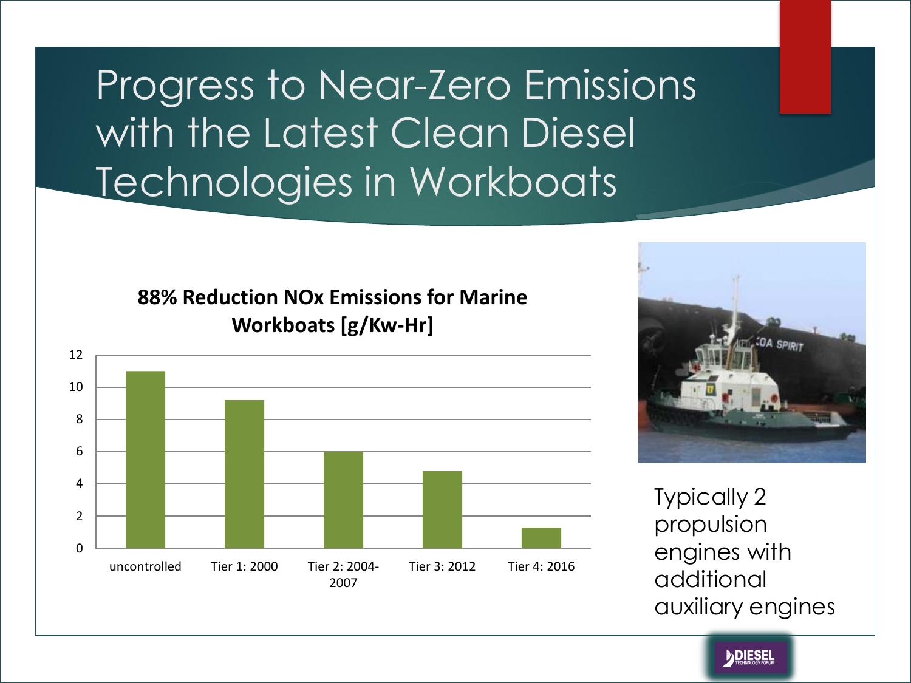# Progress to Near-Zero Emissions with the Latest Clean Diesel Technologies in Workboats

**88% Reduction NOx Emissions for Marine Workboats [g/Kw-Hr]**

| Category | NOx [g/Kw-Hr] |
|---|---|
| uncontrolled | 11 |
| Tier 1: 2000 | 9.2 |
| Tier 2: 2004-2007 | 6 |
| Tier 3: 2012 | 4.8 |
| Tier 4: 2016 | 1.3 |

Typically 2 propulsion engines with additional auxiliary engines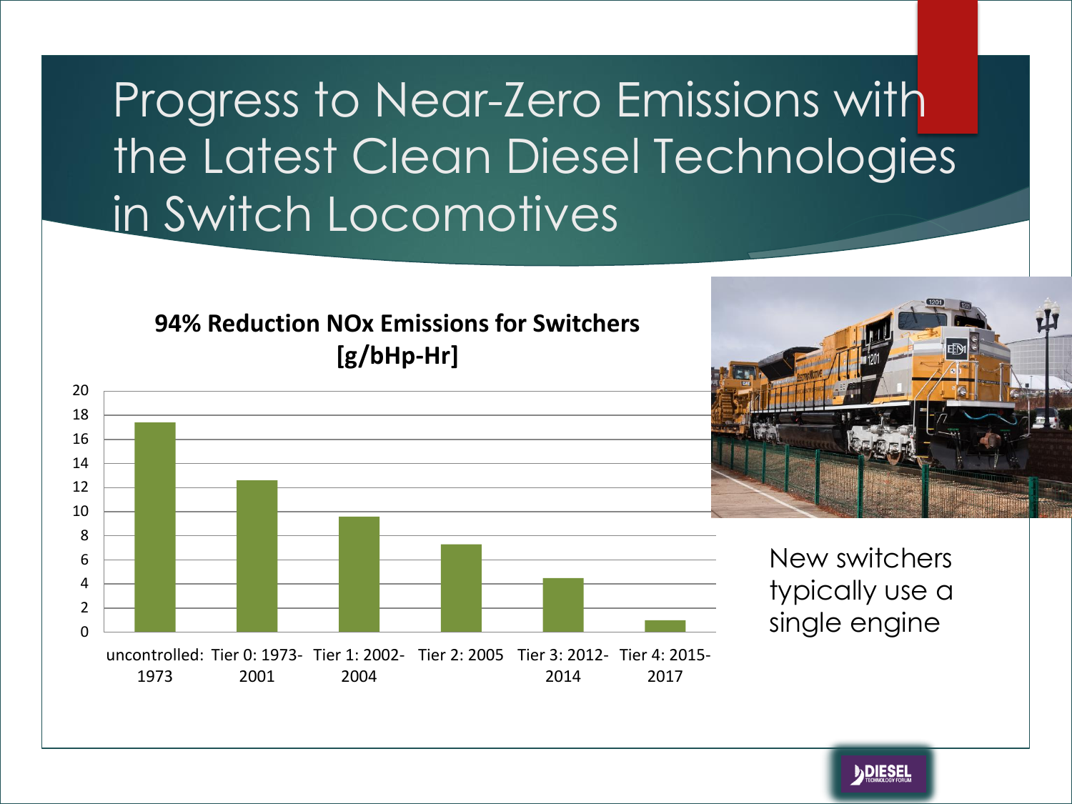# Progress to Near-Zero Emissions with the Latest Clean Diesel Technologies in Switch Locomotives

**94% Reduction NOx Emissions for Switchers [g/bHp-Hr]**

| Category | Value |
|---|---|
| uncontrolled: 1973 | ~17.4 |
| Tier 0: 1973-2001 | ~12.6 |
| Tier 1: 2002-2004 | ~9.6 |
| Tier 2: 2005 | ~7.3 |
| Tier 3: 2012-2014 | ~4.5 |
| Tier 4: 2015-2017 | ~1.0 |

New switchers typically use a single engine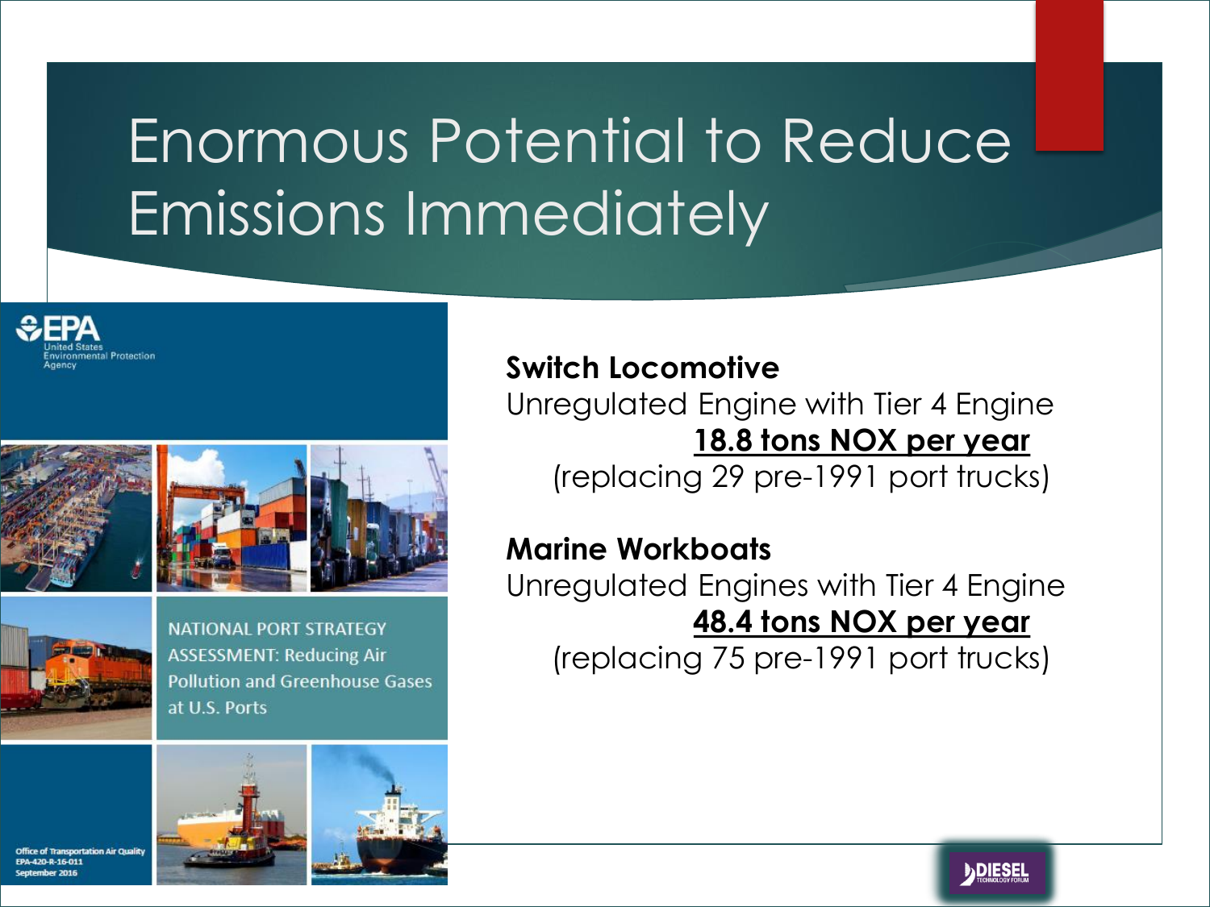# Enormous Potential to Reduce Emissions Immediately

EPA
United States Environmental Protection Agency

NATIONAL PORT STRATEGY ASSESSMENT: Reducing Air Pollution and Greenhouse Gases at U.S. Ports

Office of Transportation Air Quality
EPA-420-R-16-011
September 2016

**Switch Locomotive**

Unregulated Engine with Tier 4 Engine

**18.8 tons NOX per year**

(replacing 29 pre-1991 port trucks)

**Marine Workboats**

Unregulated Engines with Tier 4 Engine

**48.4 tons NOX per year**

(replacing 75 pre-1991 port trucks)

DIESEL TECHNOLOGY FORUM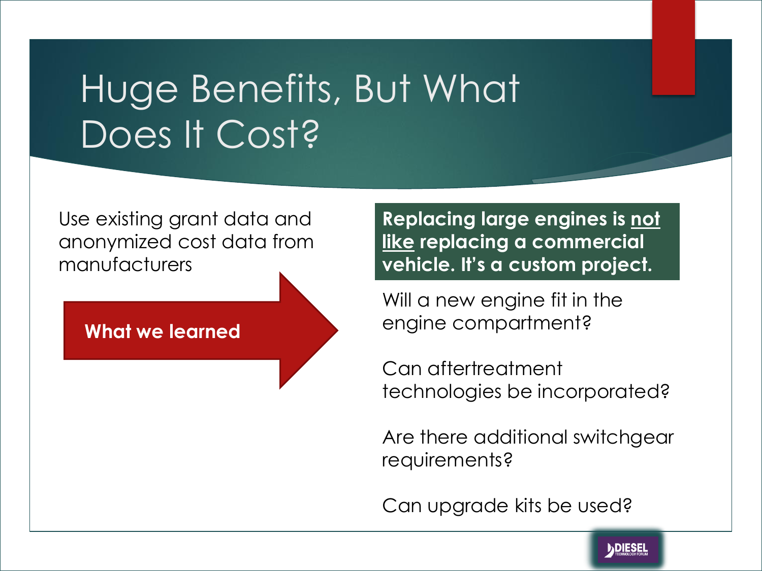# Huge Benefits, But What Does It Cost?

Use existing grant data and anonymized cost data from manufacturers

**What we learned**

**Replacing large engines is <u>not like</u> replacing a commercial vehicle. It's a custom project.**

Will a new engine fit in the engine compartment?

Can aftertreatment technologies be incorporated?

Are there additional switchgear requirements?

Can upgrade kits be used?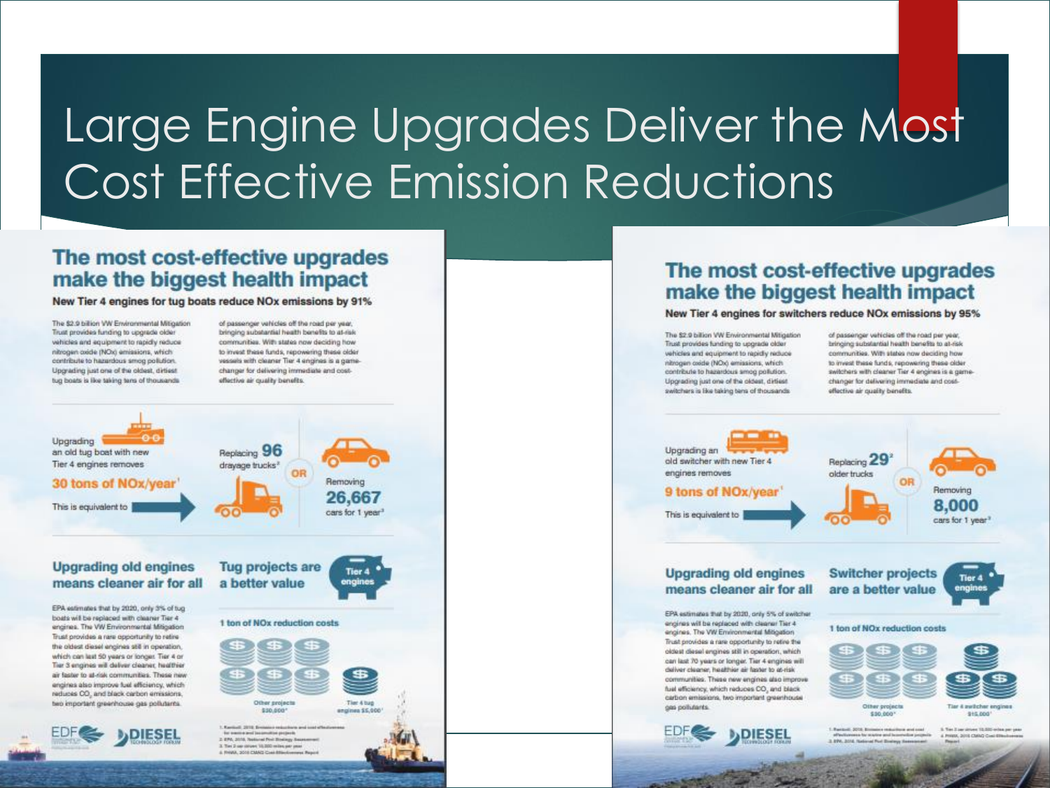# Large Engine Upgrades Deliver the Most Cost Effective Emission Reductions

## The most cost-effective upgrades make the biggest health impact

**New Tier 4 engines for tug boats reduce NOx emissions by 91%**

The $2.9 billion VW Environmental Mitigation Trust provides funding to upgrade older vehicles and equipment to rapidly reduce nitrogen oxide (NOx) emissions, which contribute to hazardous smog pollution. Upgrading just one of the oldest, dirtiest tug boats is like taking tens of thousands of passenger vehicles off the road per year, bringing substantial health benefits to at-risk communities. With states now deciding how to invest these funds, repowering these older vessels with cleaner Tier 4 engines is a game-changer for delivering immediate and cost-effective air quality benefits.

Upgrading an old tug boat with new Tier 4 engines removes **30 tons of NOx/year**[1]

This is equivalent to Replacing **96** drayage trucks[2] OR Removing **26,667** cars for 1 year[3]

### Upgrading old engines means cleaner air for all

EPA estimates that by 2020, only 3% of tug boats will be replaced with cleaner Tier 4 engines. The VW Environmental Mitigation Trust provides a rare opportunity to retire the oldest diesel engines still in operation, which can last 50 years or longer. Tier 4 or Tier 3 engines will deliver cleaner, healthier air faster to at-risk communities. These new engines also improve fuel efficiency, which reduces $CO_2$ and black carbon emissions, two important greenhouse gas pollutants.

### Tug projects are a better value

Tier 4 engines

1 ton of NOx reduction costs

Other projects $30,000[4] | Tier 4 tug engines $5,000[1]

1. Ramboll, 2016. Emission reductions and cost effectiveness for marine and locomotive projects
2. EPA, 2016. National Port Strategy Assessment
3. Tier 2 car driven 15,000 miles per year
4. FHWA, 2016 CMAQ Cost-Effectiveness Report

EDF | DIESEL TECHNOLOGY FORUM

## The most cost-effective upgrades make the biggest health impact

**New Tier 4 engines for switchers reduce NOx emissions by 95%**

The $2.9 billion VW Environmental Mitigation Trust provides funding to upgrade older vehicles and equipment to rapidly reduce nitrogen oxide (NOx) emissions, which contribute to hazardous smog pollution. Upgrading just one of the oldest, dirtiest switchers is like taking tens of thousands of passenger vehicles off the road per year, bringing substantial health benefits to at-risk communities. With states now deciding how to invest these funds, repowering these older switchers with cleaner Tier 4 engines is a game-changer for delivering immediate and cost-effective air quality benefits.

Upgrading an old switcher with new Tier 4 engines removes **9 tons of NOx/year**[1]

This is equivalent to Replacing **29**[2] older trucks OR Removing **8,000** cars for 1 year[3]

### Upgrading old engines means cleaner air for all

EPA estimates that by 2020, only 5% of switcher engines will be replaced with cleaner Tier 4 engines. The VW Environmental Mitigation Trust provides a rare opportunity to retire the oldest diesel engines still in operation, which can last 70 years or longer. Tier 4 engines will deliver cleaner, healthier air faster to at-risk communities. These new engines also improve fuel efficiency, which reduces $CO_2$ and black carbon emissions, two important greenhouse gas pollutants.

### Switcher projects are a better value

Tier 4 engines

1 ton of NOx reduction costs

Other projects $30,000[4] | Tier 4 switcher engines $15,000[1]

1. Ramboll, 2016. Emission reductions and cost effectiveness for marine and locomotive projects
2. EPA, 2016. National Port Strategy Assessment
3. Tier 2 car driven 15,000 miles per year
4. FHWA, 2016 CMAQ Cost-Effectiveness Report

EDF | DIESEL TECHNOLOGY FORUM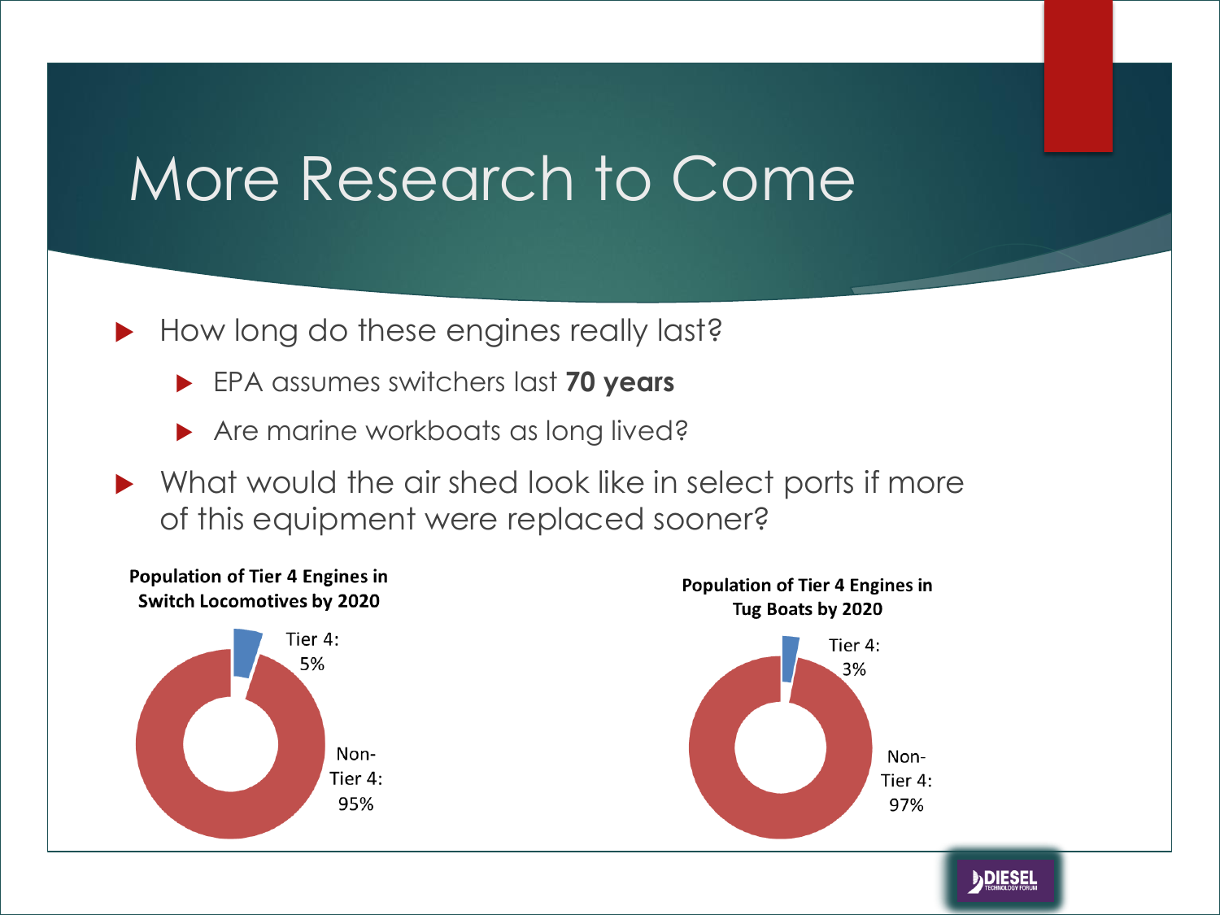# More Research to Come

- How long do these engines really last?
  - EPA assumes switchers last **70 years**
  - Are marine workboats as long lived?
- What would the air shed look like in select ports if more of this equipment were replaced sooner?

**Population of Tier 4 Engines in Switch Locomotives by 2020**

Tier 4: 5%

Non-Tier 4: 95%

**Population of Tier 4 Engines in Tug Boats by 2020**

Tier 4: 3%

Non-Tier 4: 97%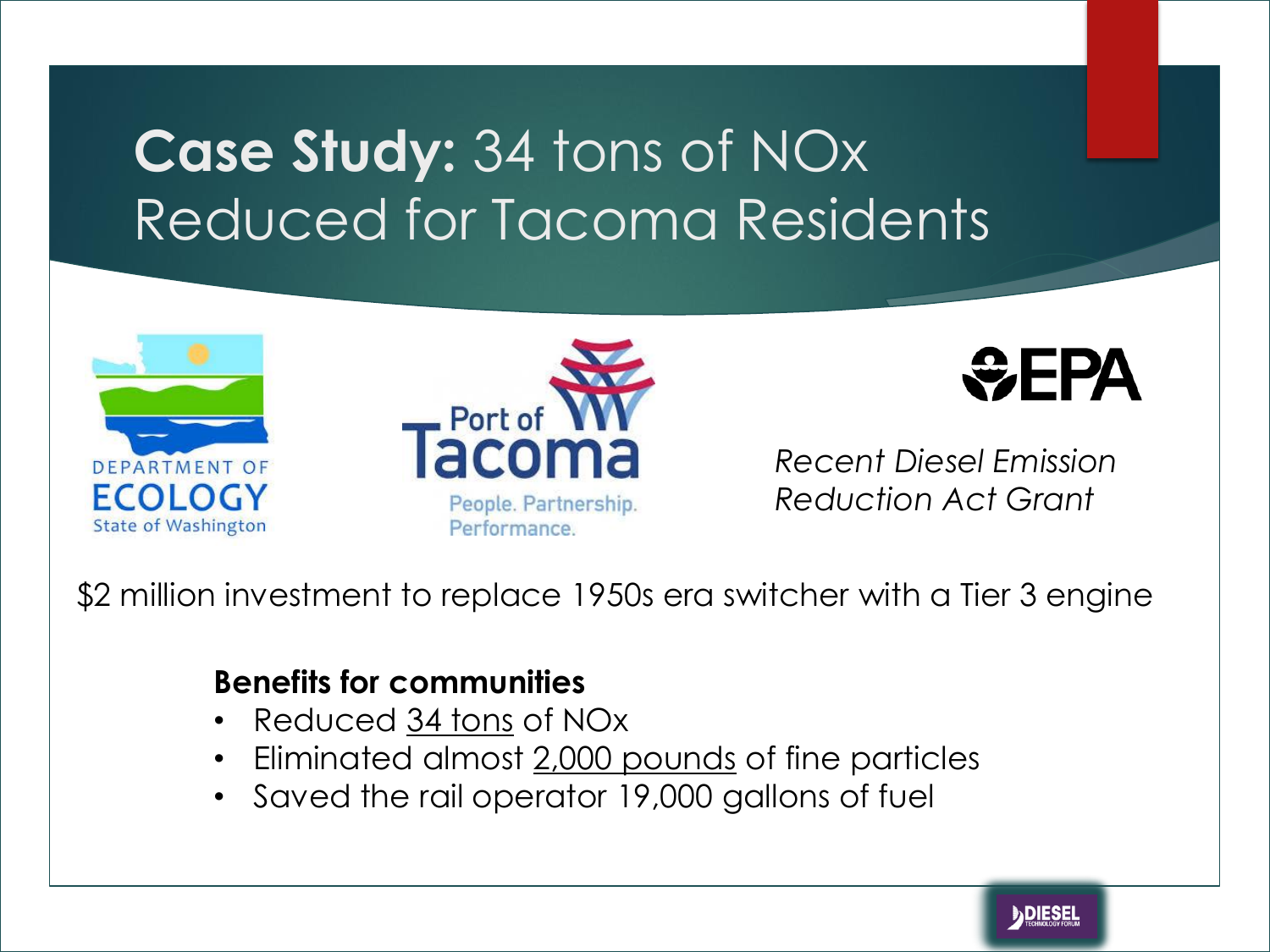# **Case Study:** 34 tons of NOx Reduced for Tacoma Residents

DEPARTMENT OF ECOLOGY State of Washington

Port of Tacoma People. Partnership. Performance.

EPA

*Recent Diesel Emission Reduction Act Grant*

$2 million investment to replace 1950s era switcher with a Tier 3 engine

**Benefits for communities**

- Reduced 34 tons of NOx
- Eliminated almost 2,000 pounds of fine particles
- Saved the rail operator 19,000 gallons of fuel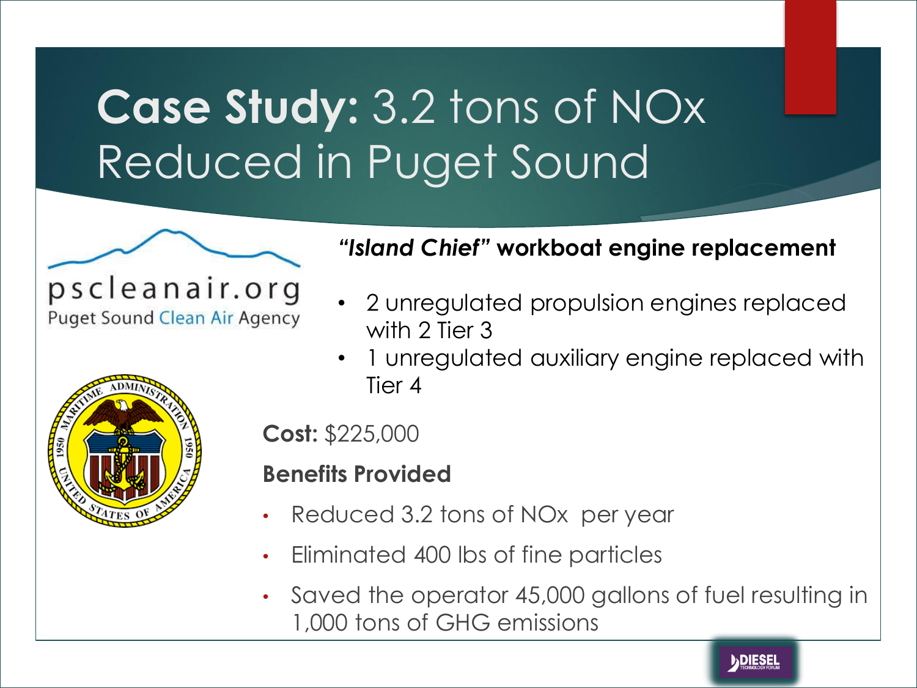# **Case Study:** 3.2 tons of NOx Reduced in Puget Sound

pscleanair.org
Puget Sound Clean Air Agency

***"Island Chief"* workboat engine replacement**

- 2 unregulated propulsion engines replaced with 2 Tier 3
- 1 unregulated auxiliary engine replaced with Tier 4

**Cost:** $225,000

**Benefits Provided**

- Reduced 3.2 tons of NOx per year
- Eliminated 400 lbs of fine particles
- Saved the operator 45,000 gallons of fuel resulting in 1,000 tons of GHG emissions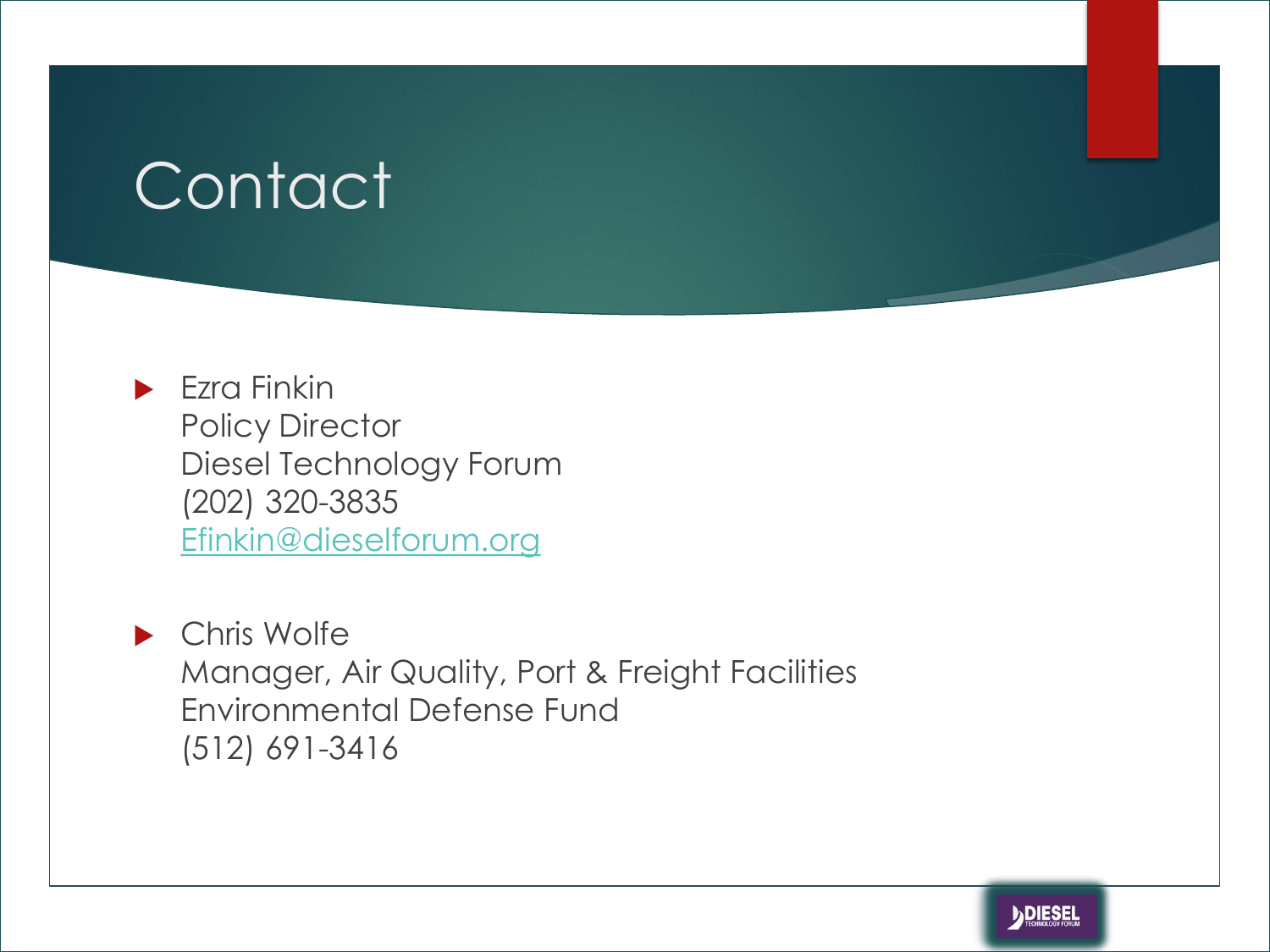# Contact

- Ezra Finkin
  Policy Director
  Diesel Technology Forum
  (202) 320-3835
  Efinkin@dieselforum.org

- Chris Wolfe
  Manager, Air Quality, Port & Freight Facilities
  Environmental Defense Fund
  (512) 691-3416